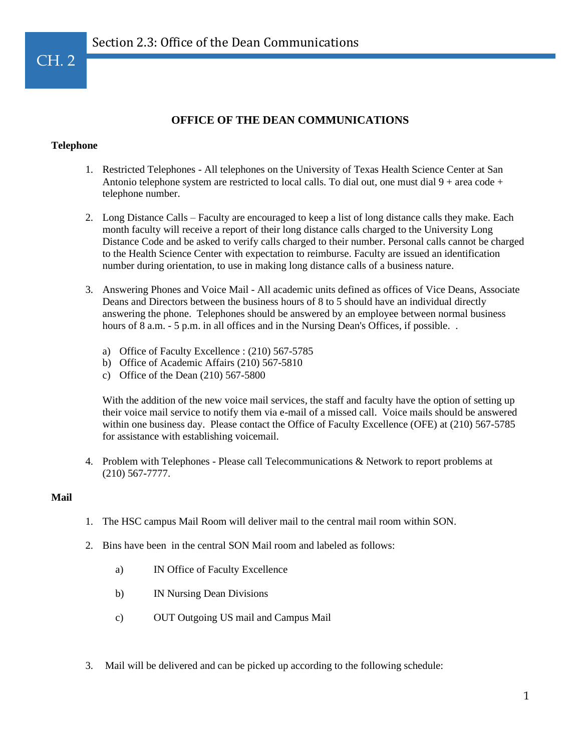# OFFICE OF THE DEAN COMMUNICATIONS

**Telephone**

1. Restricted Telephones - All telephones on the University of Texas Health Science Center at San Antonio telephone system are restricted to local calls. To dial out, one must dial 9 + area code + telephone number.

2. Long Distance Calls – Faculty are encouraged to keep a list of long distance calls they make. Each month faculty will receive a report of their long distance calls charged to the University Long Distance Code and be asked to verify calls charged to their number. Personal calls cannot be charged to the Health Science Center with expectation to reimburse. Faculty are issued an identification number during orientation, to use in making long distance calls of a business nature.

3. Answering Phones and Voice Mail - All academic units defined as offices of Vice Deans, Associate Deans and Directors between the business hours of 8 to 5 should have an individual directly answering the phone. Telephones should be answered by an employee between normal business hours of 8 a.m. - 5 p.m. in all offices and in the Nursing Dean's Offices, if possible. .

   a) Office of Faculty Excellence : (210) 567-5785
   b) Office of Academic Affairs (210) 567-5810
   c) Office of the Dean (210) 567-5800

   With the addition of the new voice mail services, the staff and faculty have the option of setting up their voice mail service to notify them via e-mail of a missed call. Voice mails should be answered within one business day. Please contact the Office of Faculty Excellence (OFE) at (210) 567-5785 for assistance with establishing voicemail.

4. Problem with Telephones - Please call Telecommunications & Network to report problems at (210) 567-7777.

**Mail**

1. The HSC campus Mail Room will deliver mail to the central mail room within SON.

2. Bins have been in the central SON Mail room and labeled as follows:

   a) IN Office of Faculty Excellence

   b) IN Nursing Dean Divisions

   c) OUT Outgoing US mail and Campus Mail

3. Mail will be delivered and can be picked up according to the following schedule: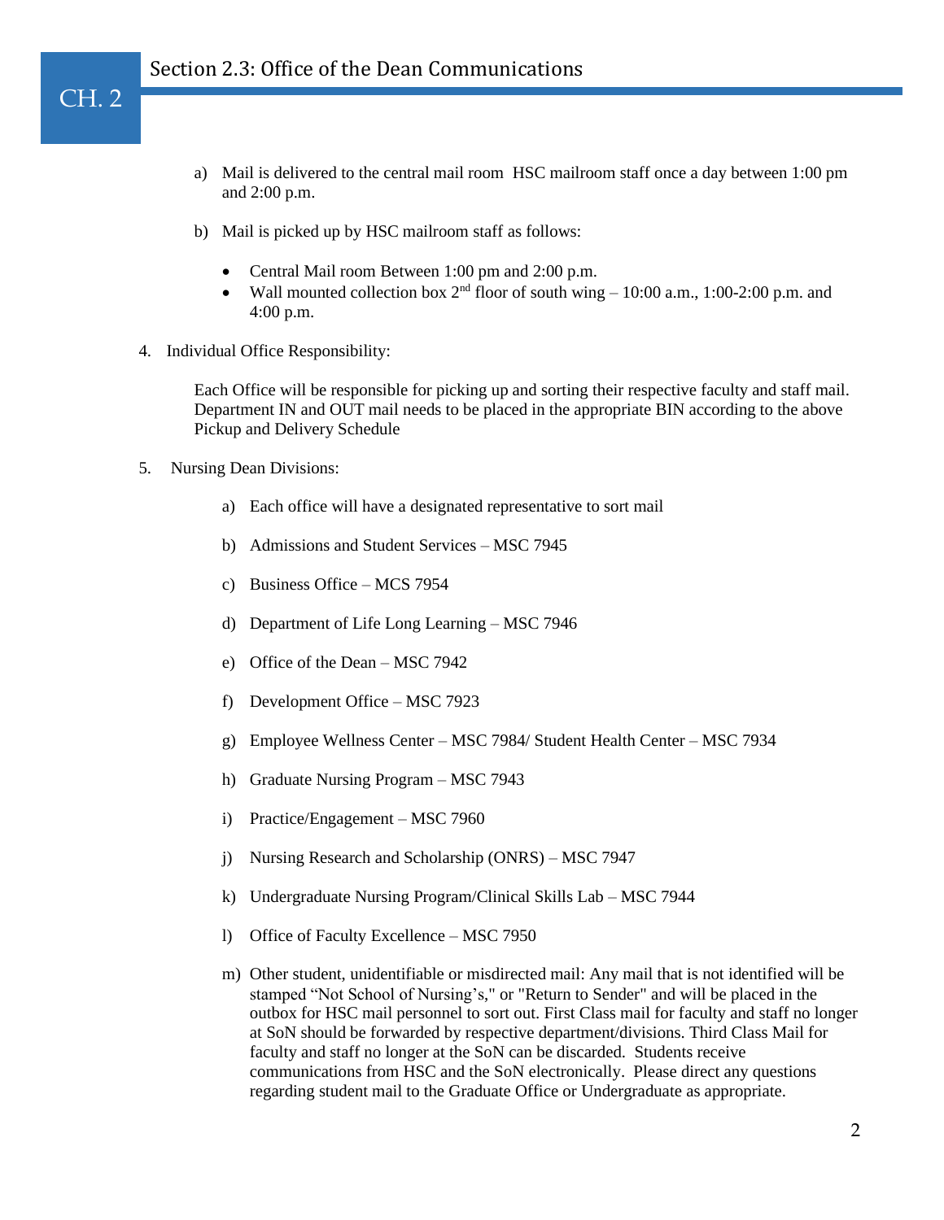a) Mail is delivered to the central mail room HSC mailroom staff once a day between 1:00 pm and 2:00 p.m.

b) Mail is picked up by HSC mailroom staff as follows:

- Central Mail room Between 1:00 pm and 2:00 p.m.
- Wall mounted collection box 2nd floor of south wing – 10:00 a.m., 1:00-2:00 p.m. and 4:00 p.m.

4. Individual Office Responsibility:

   Each Office will be responsible for picking up and sorting their respective faculty and staff mail. Department IN and OUT mail needs to be placed in the appropriate BIN according to the above Pickup and Delivery Schedule

5. Nursing Dean Divisions:

   a) Each office will have a designated representative to sort mail

   b) Admissions and Student Services – MSC 7945

   c) Business Office – MCS 7954

   d) Department of Life Long Learning – MSC 7946

   e) Office of the Dean – MSC 7942

   f) Development Office – MSC 7923

   g) Employee Wellness Center – MSC 7984/ Student Health Center – MSC 7934

   h) Graduate Nursing Program – MSC 7943

   i) Practice/Engagement – MSC 7960

   j) Nursing Research and Scholarship (ONRS) – MSC 7947

   k) Undergraduate Nursing Program/Clinical Skills Lab – MSC 7944

   l) Office of Faculty Excellence – MSC 7950

   m) Other student, unidentifiable or misdirected mail: Any mail that is not identified will be stamped "Not School of Nursing's," or "Return to Sender" and will be placed in the outbox for HSC mail personnel to sort out. First Class mail for faculty and staff no longer at SoN should be forwarded by respective department/divisions. Third Class Mail for faculty and staff no longer at the SoN can be discarded. Students receive communications from HSC and the SoN electronically. Please direct any questions regarding student mail to the Graduate Office or Undergraduate as appropriate.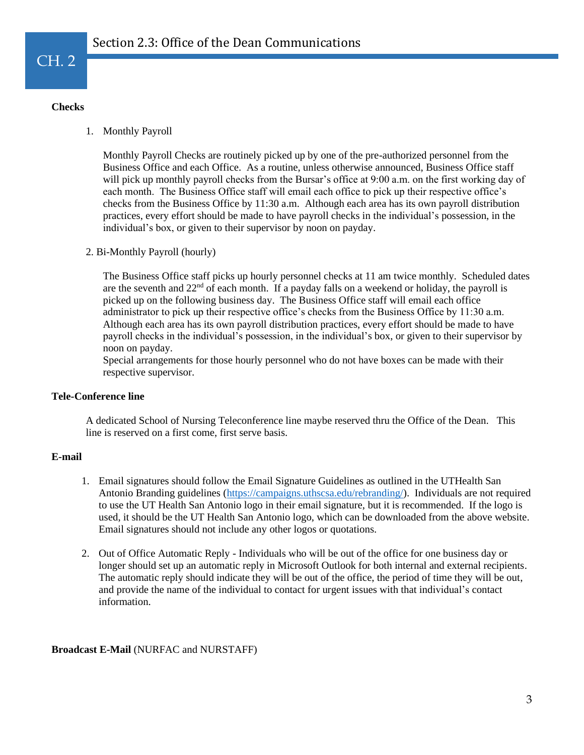## Section 2.3: Office of the Dean Communications

**Checks**

1. Monthly Payroll

   Monthly Payroll Checks are routinely picked up by one of the pre-authorized personnel from the Business Office and each Office. As a routine, unless otherwise announced, Business Office staff will pick up monthly payroll checks from the Bursar's office at 9:00 a.m. on the first working day of each month. The Business Office staff will email each office to pick up their respective office's checks from the Business Office by 11:30 a.m. Although each area has its own payroll distribution practices, every effort should be made to have payroll checks in the individual's possession, in the individual's box, or given to their supervisor by noon on payday.

2. Bi-Monthly Payroll (hourly)

   The Business Office staff picks up hourly personnel checks at 11 am twice monthly. Scheduled dates are the seventh and 22nd of each month. If a payday falls on a weekend or holiday, the payroll is picked up on the following business day. The Business Office staff will email each office administrator to pick up their respective office's checks from the Business Office by 11:30 a.m. Although each area has its own payroll distribution practices, every effort should be made to have payroll checks in the individual's possession, in the individual's box, or given to their supervisor by noon on payday.
   Special arrangements for those hourly personnel who do not have boxes can be made with their respective supervisor.

**Tele-Conference line**

A dedicated School of Nursing Teleconference line maybe reserved thru the Office of the Dean. This line is reserved on a first come, first serve basis.

**E-mail**

1. Email signatures should follow the Email Signature Guidelines as outlined in the UTHealth San Antonio Branding guidelines (https://campaigns.uthscsa.edu/rebranding/). Individuals are not required to use the UT Health San Antonio logo in their email signature, but it is recommended. If the logo is used, it should be the UT Health San Antonio logo, which can be downloaded from the above website. Email signatures should not include any other logos or quotations.

2. Out of Office Automatic Reply - Individuals who will be out of the office for one business day or longer should set up an automatic reply in Microsoft Outlook for both internal and external recipients. The automatic reply should indicate they will be out of the office, the period of time they will be out, and provide the name of the individual to contact for urgent issues with that individual's contact information.

**Broadcast E-Mail** (NURFAC and NURSTAFF)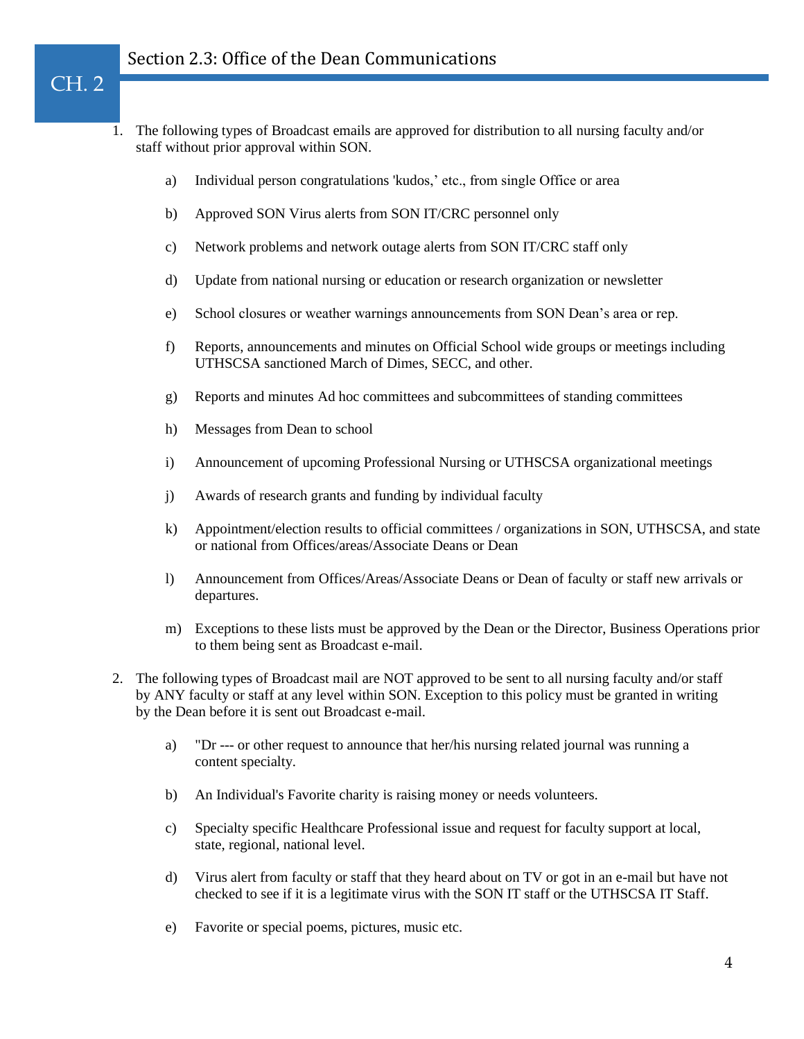## Section 2.3: Office of the Dean Communications

1. The following types of Broadcast emails are approved for distribution to all nursing faculty and/or staff without prior approval within SON.

   a) Individual person congratulations 'kudos,' etc., from single Office or area

   b) Approved SON Virus alerts from SON IT/CRC personnel only

   c) Network problems and network outage alerts from SON IT/CRC staff only

   d) Update from national nursing or education or research organization or newsletter

   e) School closures or weather warnings announcements from SON Dean's area or rep.

   f) Reports, announcements and minutes on Official School wide groups or meetings including UTHSCSA sanctioned March of Dimes, SECC, and other.

   g) Reports and minutes Ad hoc committees and subcommittees of standing committees

   h) Messages from Dean to school

   i) Announcement of upcoming Professional Nursing or UTHSCSA organizational meetings

   j) Awards of research grants and funding by individual faculty

   k) Appointment/election results to official committees / organizations in SON, UTHSCSA, and state or national from Offices/areas/Associate Deans or Dean

   l) Announcement from Offices/Areas/Associate Deans or Dean of faculty or staff new arrivals or departures.

   m) Exceptions to these lists must be approved by the Dean or the Director, Business Operations prior to them being sent as Broadcast e-mail.

2. The following types of Broadcast mail are NOT approved to be sent to all nursing faculty and/or staff by ANY faculty or staff at any level within SON. Exception to this policy must be granted in writing by the Dean before it is sent out Broadcast e-mail.

   a) "Dr --- or other request to announce that her/his nursing related journal was running a content specialty.

   b) An Individual's Favorite charity is raising money or needs volunteers.

   c) Specialty specific Healthcare Professional issue and request for faculty support at local, state, regional, national level.

   d) Virus alert from faculty or staff that they heard about on TV or got in an e-mail but have not checked to see if it is a legitimate virus with the SON IT staff or the UTHSCSA IT Staff.

   e) Favorite or special poems, pictures, music etc.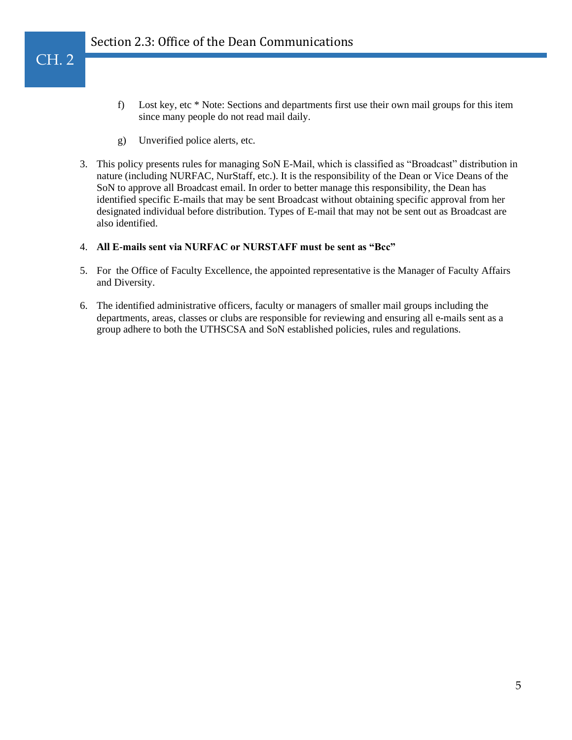f) Lost key, etc * Note: Sections and departments first use their own mail groups for this item since many people do not read mail daily.

g) Unverified police alerts, etc.

3. This policy presents rules for managing SoN E-Mail, which is classified as "Broadcast" distribution in nature (including NURFAC, NurStaff, etc.). It is the responsibility of the Dean or Vice Deans of the SoN to approve all Broadcast email. In order to better manage this responsibility, the Dean has identified specific E-mails that may be sent Broadcast without obtaining specific approval from her designated individual before distribution. Types of E-mail that may not be sent out as Broadcast are also identified.

4. **All E-mails sent via NURFAC or NURSTAFF must be sent as "Bcc"**

5. For the Office of Faculty Excellence, the appointed representative is the Manager of Faculty Affairs and Diversity.

6. The identified administrative officers, faculty or managers of smaller mail groups including the departments, areas, classes or clubs are responsible for reviewing and ensuring all e-mails sent as a group adhere to both the UTHSCSA and SoN established policies, rules and regulations.